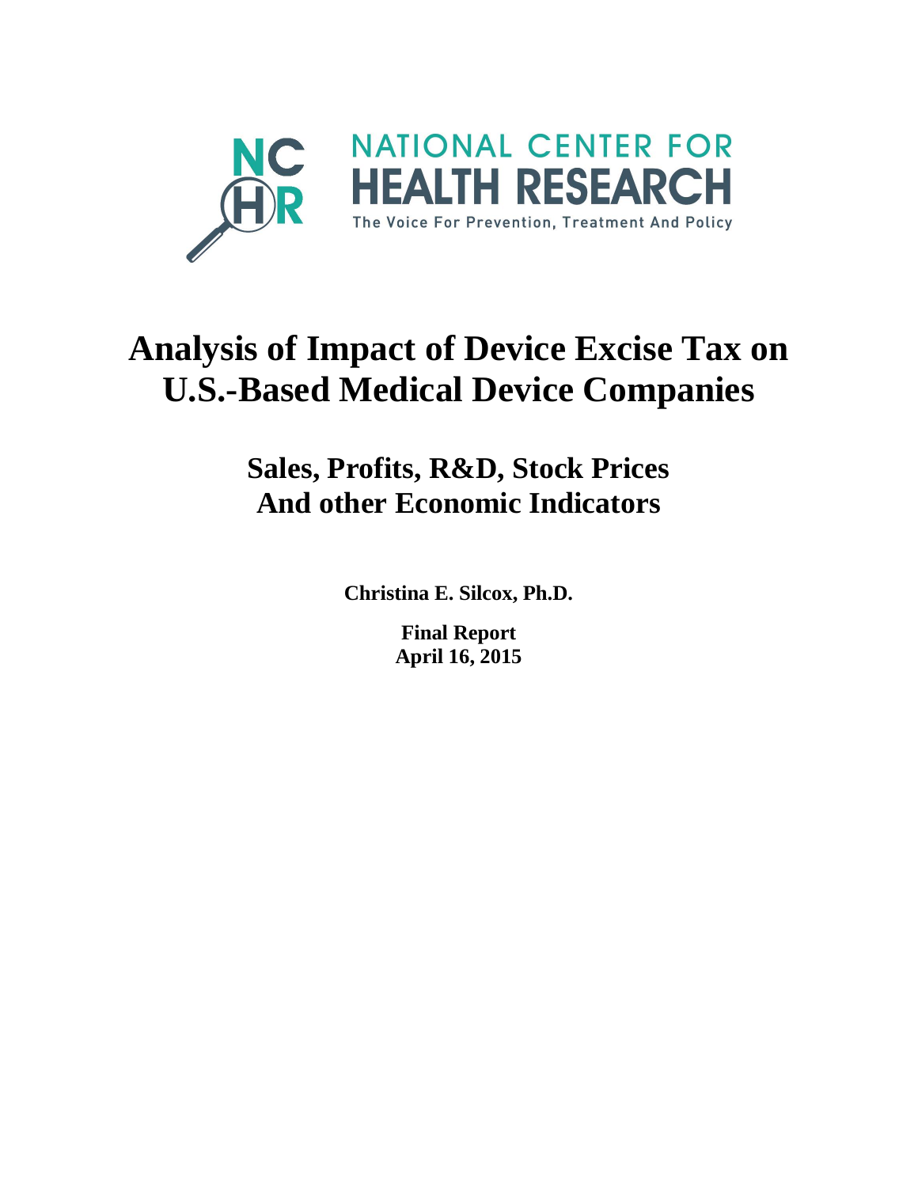NATIONAL CENTER FOR HEALTH RESEARCH

The Voice For Prevention, Treatment And Policy

# Analysis of Impact of Device Excise Tax on U.S.-Based Medical Device Companies

## Sales, Profits, R&D, Stock Prices And other Economic Indicators

**Christina E. Silcox, Ph.D.**

**Final Report**
**April 16, 2015**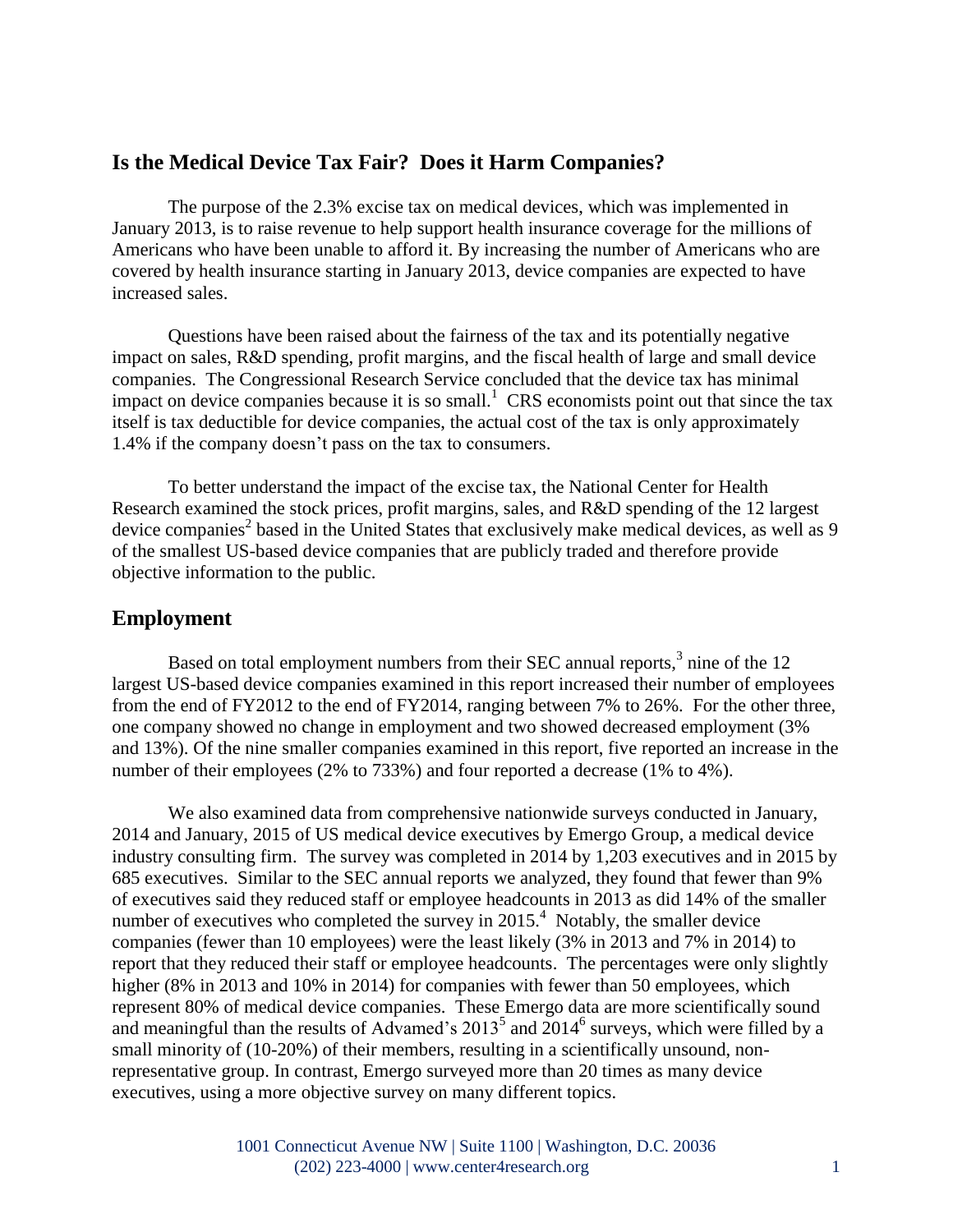## Is the Medical Device Tax Fair? Does it Harm Companies?

The purpose of the 2.3% excise tax on medical devices, which was implemented in January 2013, is to raise revenue to help support health insurance coverage for the millions of Americans who have been unable to afford it. By increasing the number of Americans who are covered by health insurance starting in January 2013, device companies are expected to have increased sales.

Questions have been raised about the fairness of the tax and its potentially negative impact on sales, R&D spending, profit margins, and the fiscal health of large and small device companies. The Congressional Research Service concluded that the device tax has minimal impact on device companies because it is so small.[1] CRS economists point out that since the tax itself is tax deductible for device companies, the actual cost of the tax is only approximately 1.4% if the company doesn't pass on the tax to consumers.

To better understand the impact of the excise tax, the National Center for Health Research examined the stock prices, profit margins, sales, and R&D spending of the 12 largest device companies[2] based in the United States that exclusively make medical devices, as well as 9 of the smallest US-based device companies that are publicly traded and therefore provide objective information to the public.

## Employment

Based on total employment numbers from their SEC annual reports,[3] nine of the 12 largest US-based device companies examined in this report increased their number of employees from the end of FY2012 to the end of FY2014, ranging between 7% to 26%. For the other three, one company showed no change in employment and two showed decreased employment (3% and 13%). Of the nine smaller companies examined in this report, five reported an increase in the number of their employees (2% to 733%) and four reported a decrease (1% to 4%).

We also examined data from comprehensive nationwide surveys conducted in January, 2014 and January, 2015 of US medical device executives by Emergo Group, a medical device industry consulting firm. The survey was completed in 2014 by 1,203 executives and in 2015 by 685 executives. Similar to the SEC annual reports we analyzed, they found that fewer than 9% of executives said they reduced staff or employee headcounts in 2013 as did 14% of the smaller number of executives who completed the survey in 2015.[4] Notably, the smaller device companies (fewer than 10 employees) were the least likely (3% in 2013 and 7% in 2014) to report that they reduced their staff or employee headcounts. The percentages were only slightly higher (8% in 2013 and 10% in 2014) for companies with fewer than 50 employees, which represent 80% of medical device companies. These Emergo data are more scientifically sound and meaningful than the results of Advamed's 2013[5] and 2014[6] surveys, which were filled by a small minority of (10-20%) of their members, resulting in a scientifically unsound, non-representative group. In contrast, Emergo surveyed more than 20 times as many device executives, using a more objective survey on many different topics.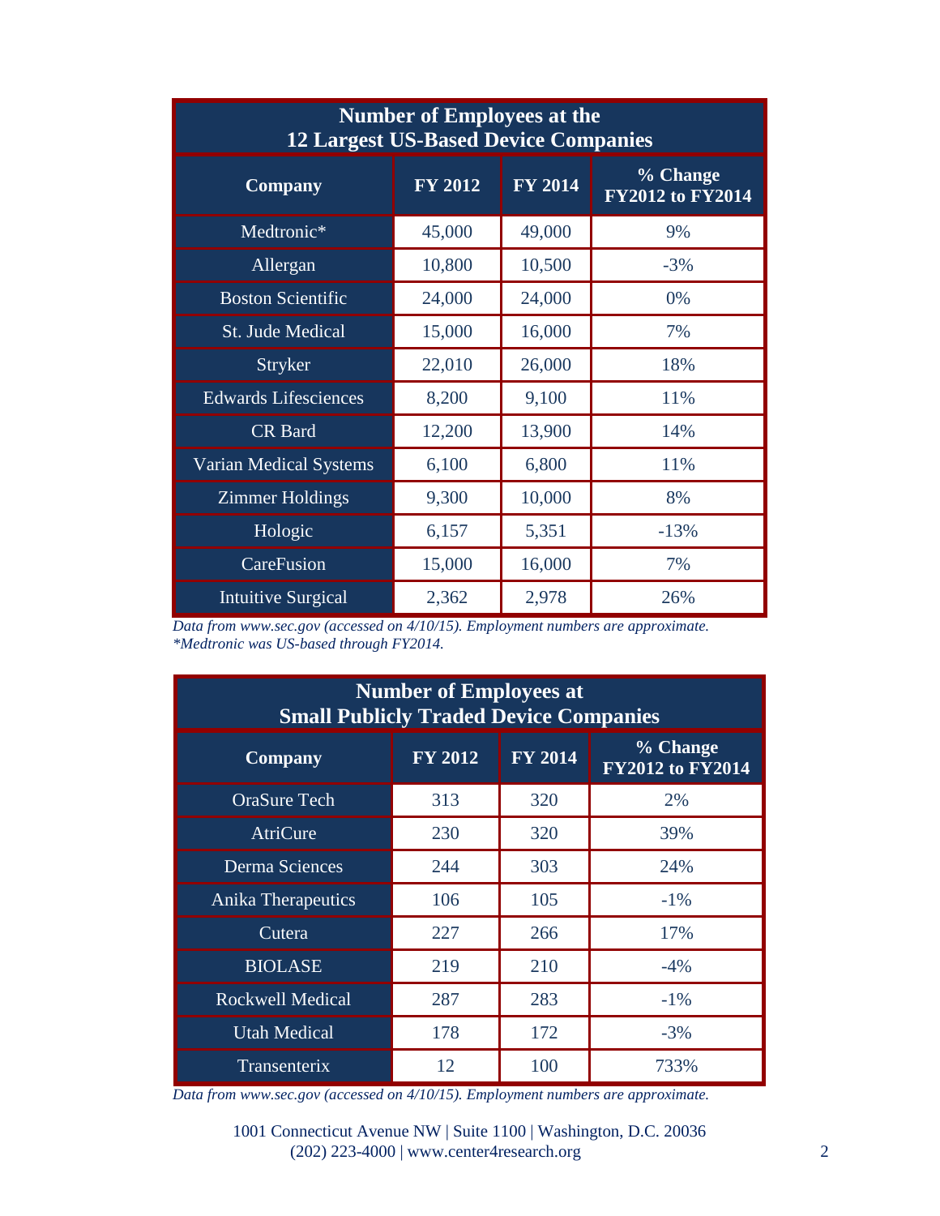| Number of Employees at the 12 Largest US-Based Device Companies | | | |
|---|---|---|---|
| **Company** | **FY 2012** | **FY 2014** | **% Change FY2012 to FY2014** |
| Medtronic* | 45,000 | 49,000 | 9% |
| Allergan | 10,800 | 10,500 | -3% |
| Boston Scientific | 24,000 | 24,000 | 0% |
| St. Jude Medical | 15,000 | 16,000 | 7% |
| Stryker | 22,010 | 26,000 | 18% |
| Edwards Lifesciences | 8,200 | 9,100 | 11% |
| CR Bard | 12,200 | 13,900 | 14% |
| Varian Medical Systems | 6,100 | 6,800 | 11% |
| Zimmer Holdings | 9,300 | 10,000 | 8% |
| Hologic | 6,157 | 5,351 | -13% |
| CareFusion | 15,000 | 16,000 | 7% |
| Intuitive Surgical | 2,362 | 2,978 | 26% |

*Data from www.sec.gov (accessed on 4/10/15). Employment numbers are approximate.*
**Medtronic was US-based through FY2014.*

| Number of Employees at Small Publicly Traded Device Companies | | | |
|---|---|---|---|
| **Company** | **FY 2012** | **FY 2014** | **% Change FY2012 to FY2014** |
| OraSure Tech | 313 | 320 | 2% |
| AtriCure | 230 | 320 | 39% |
| Derma Sciences | 244 | 303 | 24% |
| Anika Therapeutics | 106 | 105 | -1% |
| Cutera | 227 | 266 | 17% |
| BIOLASE | 219 | 210 | -4% |
| Rockwell Medical | 287 | 283 | -1% |
| Utah Medical | 178 | 172 | -3% |
| Transenterix | 12 | 100 | 733% |

*Data from www.sec.gov (accessed on 4/10/15). Employment numbers are approximate.*

1001 Connecticut Avenue NW | Suite 1100 | Washington, D.C. 20036
(202) 223-4000 | www.center4research.org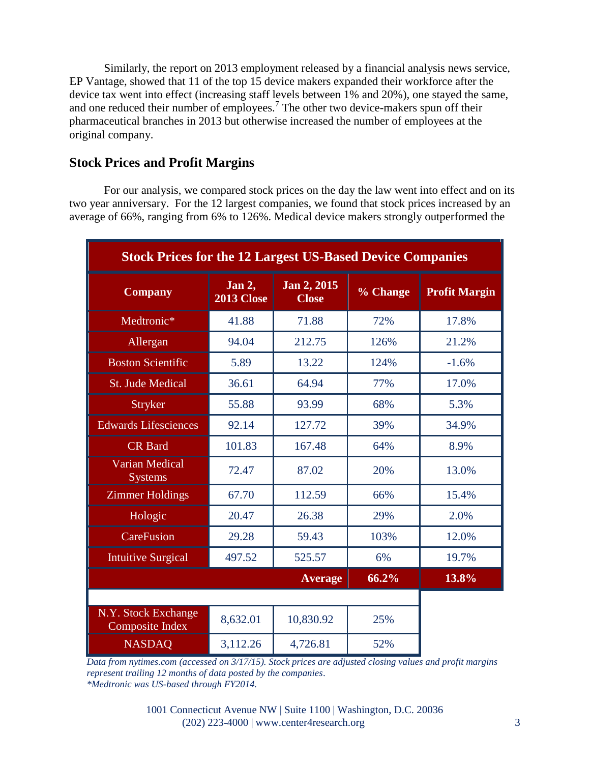Similarly, the report on 2013 employment released by a financial analysis news service, EP Vantage, showed that 11 of the top 15 device makers expanded their workforce after the device tax went into effect (increasing staff levels between 1% and 20%), one stayed the same, and one reduced their number of employees.[7] The other two device-makers spun off their pharmaceutical branches in 2013 but otherwise increased the number of employees at the original company.

## Stock Prices and Profit Margins

For our analysis, we compared stock prices on the day the law went into effect and on its two year anniversary. For the 12 largest companies, we found that stock prices increased by an average of 66%, ranging from 6% to 126%. Medical device makers strongly outperformed the

**Stock Prices for the 12 Largest US-Based Device Companies**

| Company | Jan 2, 2013 Close | Jan 2, 2015 Close | % Change | Profit Margin |
|---|---|---|---|---|
| Medtronic* | 41.88 | 71.88 | 72% | 17.8% |
| Allergan | 94.04 | 212.75 | 126% | 21.2% |
| Boston Scientific | 5.89 | 13.22 | 124% | -1.6% |
| St. Jude Medical | 36.61 | 64.94 | 77% | 17.0% |
| Stryker | 55.88 | 93.99 | 68% | 5.3% |
| Edwards Lifesciences | 92.14 | 127.72 | 39% | 34.9% |
| CR Bard | 101.83 | 167.48 | 64% | 8.9% |
| Varian Medical Systems | 72.47 | 87.02 | 20% | 13.0% |
| Zimmer Holdings | 67.70 | 112.59 | 66% | 15.4% |
| Hologic | 20.47 | 26.38 | 29% | 2.0% |
| CareFusion | 29.28 | 59.43 | 103% | 12.0% |
| Intuitive Surgical | 497.52 | 525.57 | 6% | 19.7% |
| | | **Average** | **66.2%** | **13.8%** |
| | | | | |
| N.Y. Stock Exchange Composite Index | 8,632.01 | 10,830.92 | 25% | |
| NASDAQ | 3,112.26 | 4,726.81 | 52% | |

*Data from nytimes.com (accessed on 3/17/15). Stock prices are adjusted closing values and profit margins represent trailing 12 months of data posted by the companies.*
*\*Medtronic was US-based through FY2014.*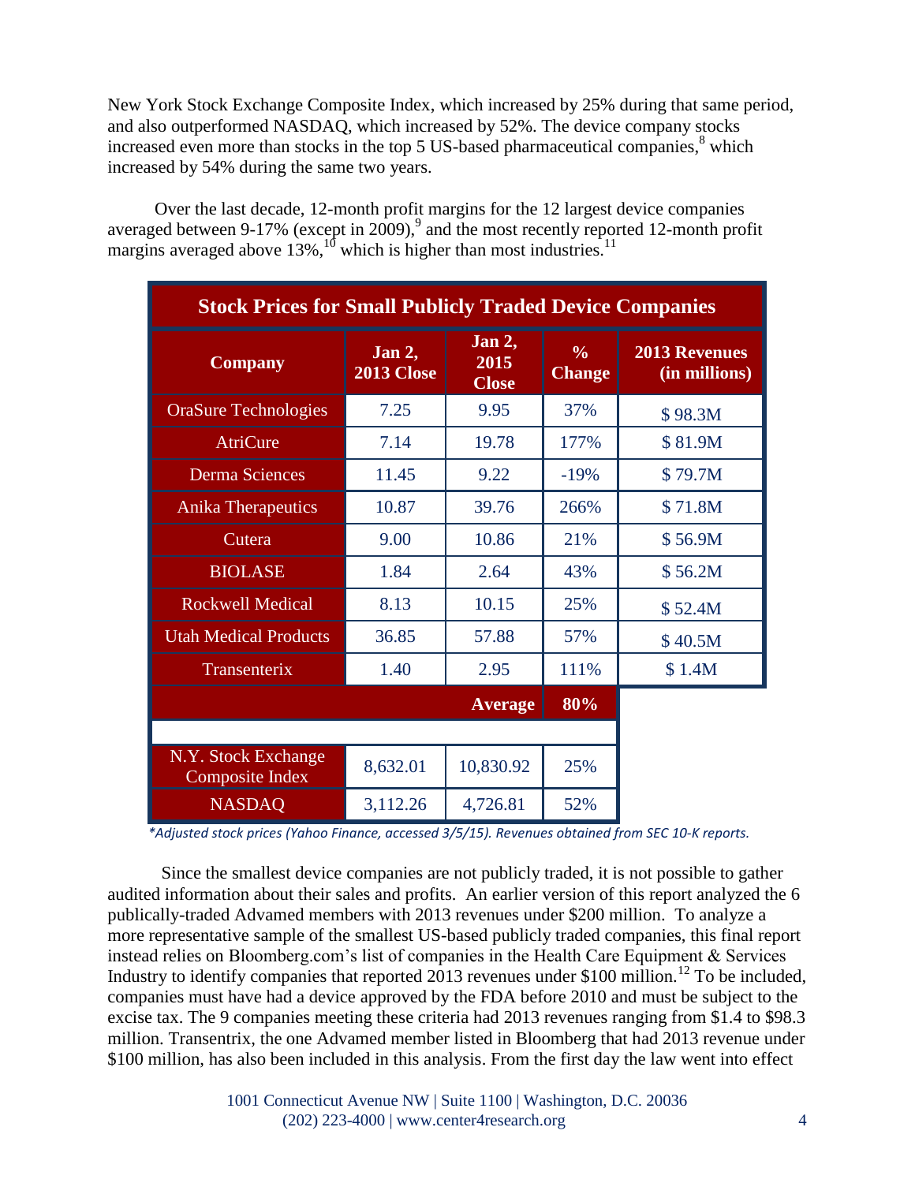New York Stock Exchange Composite Index, which increased by 25% during that same period, and also outperformed NASDAQ, which increased by 52%. The device company stocks increased even more than stocks in the top 5 US-based pharmaceutical companies,[8] which increased by 54% during the same two years.

Over the last decade, 12-month profit margins for the 12 largest device companies averaged between 9-17% (except in 2009),[9] and the most recently reported 12-month profit margins averaged above 13%,[10] which is higher than most industries.[11]

**Stock Prices for Small Publicly Traded Device Companies**

| Company | Jan 2, 2013 Close | Jan 2, 2015 Close | % Change | 2013 Revenues (in millions) |
|---|---|---|---|---|
| OraSure Technologies | 7.25 | 9.95 | 37% | $ 98.3M |
| AtriCure | 7.14 | 19.78 | 177% | $ 81.9M |
| Derma Sciences | 11.45 | 9.22 | -19% | $ 79.7M |
| Anika Therapeutics | 10.87 | 39.76 | 266% | $ 71.8M |
| Cutera | 9.00 | 10.86 | 21% | $ 56.9M |
| BIOLASE | 1.84 | 2.64 | 43% | $ 56.2M |
| Rockwell Medical | 8.13 | 10.15 | 25% | $ 52.4M |
| Utah Medical Products | 36.85 | 57.88 | 57% | $ 40.5M |
| Transenterix | 1.40 | 2.95 | 111% | $ 1.4M |
| | | **Average** | **80%** | |
| | | | | |
| N.Y. Stock Exchange Composite Index | 8,632.01 | 10,830.92 | 25% | |
| NASDAQ | 3,112.26 | 4,726.81 | 52% | |

*\*Adjusted stock prices (Yahoo Finance, accessed 3/5/15). Revenues obtained from SEC 10-K reports.*

Since the smallest device companies are not publicly traded, it is not possible to gather audited information about their sales and profits. An earlier version of this report analyzed the 6 publically-traded Advamed members with 2013 revenues under $200 million. To analyze a more representative sample of the smallest US-based publicly traded companies, this final report instead relies on Bloomberg.com's list of companies in the Health Care Equipment & Services Industry to identify companies that reported 2013 revenues under $100 million.[12] To be included, companies must have had a device approved by the FDA before 2010 and must be subject to the excise tax. The 9 companies meeting these criteria had 2013 revenues ranging from $1.4 to $98.3 million. Transentrix, the one Advamed member listed in Bloomberg that had 2013 revenue under $100 million, has also been included in this analysis. From the first day the law went into effect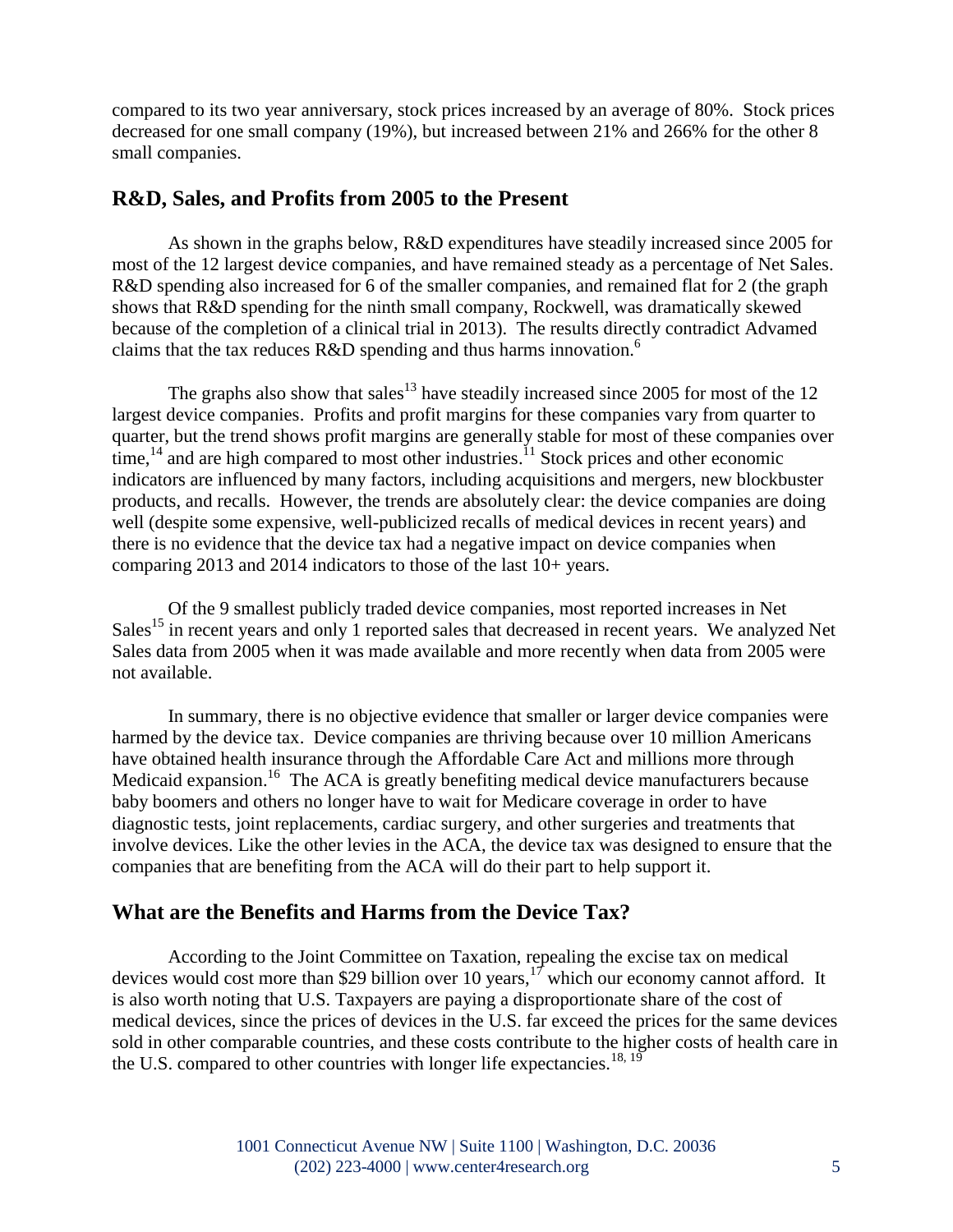compared to its two year anniversary, stock prices increased by an average of 80%. Stock prices decreased for one small company (19%), but increased between 21% and 266% for the other 8 small companies.

## R&D, Sales, and Profits from 2005 to the Present

As shown in the graphs below, R&D expenditures have steadily increased since 2005 for most of the 12 largest device companies, and have remained steady as a percentage of Net Sales. R&D spending also increased for 6 of the smaller companies, and remained flat for 2 (the graph shows that R&D spending for the ninth small company, Rockwell, was dramatically skewed because of the completion of a clinical trial in 2013). The results directly contradict Advamed claims that the tax reduces R&D spending and thus harms innovation.[6]

The graphs also show that sales[13] have steadily increased since 2005 for most of the 12 largest device companies. Profits and profit margins for these companies vary from quarter to quarter, but the trend shows profit margins are generally stable for most of these companies over time,[14] and are high compared to most other industries.[11] Stock prices and other economic indicators are influenced by many factors, including acquisitions and mergers, new blockbuster products, and recalls. However, the trends are absolutely clear: the device companies are doing well (despite some expensive, well-publicized recalls of medical devices in recent years) and there is no evidence that the device tax had a negative impact on device companies when comparing 2013 and 2014 indicators to those of the last 10+ years.

Of the 9 smallest publicly traded device companies, most reported increases in Net Sales[15] in recent years and only 1 reported sales that decreased in recent years. We analyzed Net Sales data from 2005 when it was made available and more recently when data from 2005 were not available.

In summary, there is no objective evidence that smaller or larger device companies were harmed by the device tax. Device companies are thriving because over 10 million Americans have obtained health insurance through the Affordable Care Act and millions more through Medicaid expansion.[16] The ACA is greatly benefiting medical device manufacturers because baby boomers and others no longer have to wait for Medicare coverage in order to have diagnostic tests, joint replacements, cardiac surgery, and other surgeries and treatments that involve devices. Like the other levies in the ACA, the device tax was designed to ensure that the companies that are benefiting from the ACA will do their part to help support it.

## What are the Benefits and Harms from the Device Tax?

According to the Joint Committee on Taxation, repealing the excise tax on medical devices would cost more than $29 billion over 10 years,[17] which our economy cannot afford. It is also worth noting that U.S. Taxpayers are paying a disproportionate share of the cost of medical devices, since the prices of devices in the U.S. far exceed the prices for the same devices sold in other comparable countries, and these costs contribute to the higher costs of health care in the U.S. compared to other countries with longer life expectancies.[18, 19]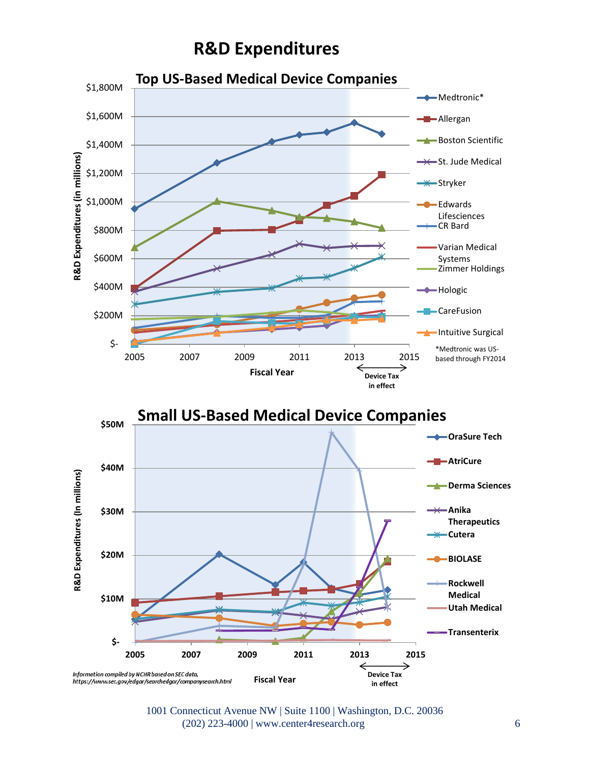# R&D Expenditures

## Top US-Based Medical Device Companies

R&D Expenditures (in millions)

$1,800M, $1,600M, $1,400M, $1,200M, $1,000M, $800M, $600M, $400M, $200M, $-

2005, 2007, 2009, 2011, 2013, 2015

Fiscal Year

Device Tax in effect

- Medtronic*
- Allergan
- Boston Scientific
- St. Jude Medical
- Stryker
- Edwards Lifesciences
- CR Bard
- Varian Medical Systems
- Zimmer Holdings
- Hologic
- CareFusion
- Intuitive Surgical

*Medtronic was US-based through FY2014

## Small US-Based Medical Device Companies

R&D Expenditures (In millions)

$50M, $40M, $30M, $20M, $10M, $-

2005, 2007, 2009, 2011, 2013, 2015

Fiscal Year

Device Tax in effect

- OraSure Tech
- AtriCure
- Derma Sciences
- Anika Therapeutics
- Cutera
- BIOLASE
- Rockwell Medical
- Utah Medical
- Transenterix

*Information compiled by NCHR based on SEC data, https://www.sec.gov/edgar/searchedgar/companysearch.html*

1001 Connecticut Avenue NW | Suite 1100 | Washington, D.C. 20036
(202) 223-4000 | www.center4research.org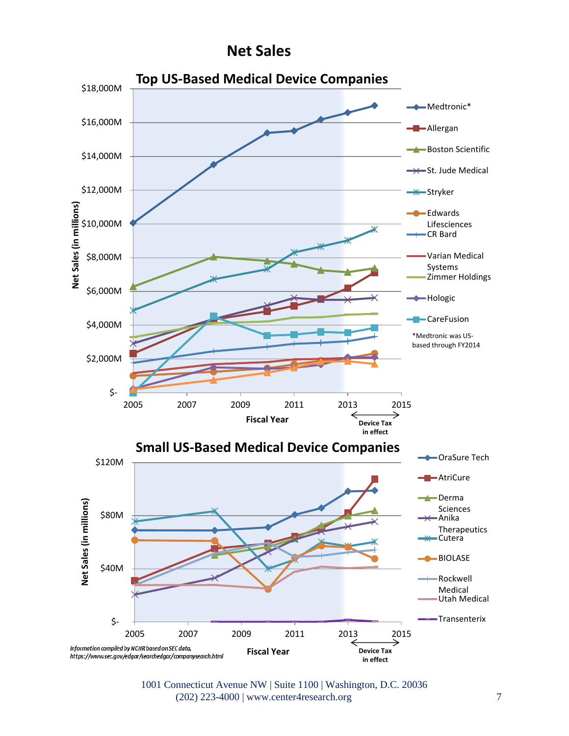# Net Sales

## Top US-Based Medical Device Companies

Net Sales (in millions): $-, $2,000M, $4,000M, $6,000M, $8,000M, $10,000M, $12,000M, $14,000M, $16,000M, $18,000M

Fiscal Year: 2005, 2007, 2009, 2011, 2013, 2015

Device Tax in effect

- Medtronic*
- Allergan
- Boston Scientific
- St. Jude Medical
- Stryker
- Edwards Lifesciences
- CR Bard
- Varian Medical Systems
- Zimmer Holdings
- Hologic
- CareFusion

*Medtronic was US-based through FY2014

## Small US-Based Medical Device Companies

Net Sales (in millions): $-, $40M, $80M, $120M

Fiscal Year: 2005, 2007, 2009, 2011, 2013, 2015

Device Tax in effect

- OraSure Tech
- AtriCure
- Derma Sciences
- Anika Therapeutics
- Cutera
- BIOLASE
- Rockwell Medical
- Utah Medical
- Transenterix

*Information compiled by NCHR based on SEC data, https://www.sec.gov/edgar/searchedgar/companysearch.html*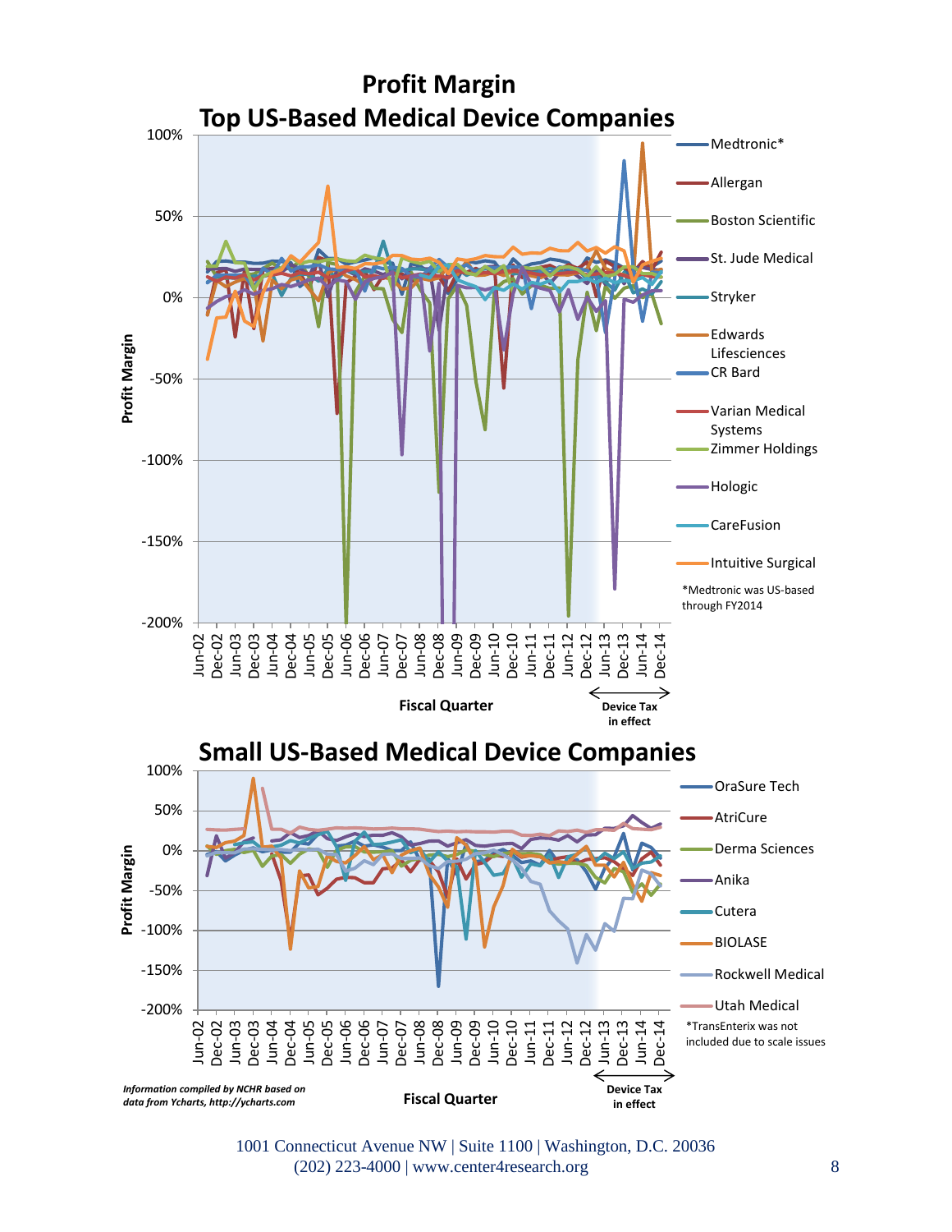# Profit Margin

## Top US-Based Medical Device Companies

Profit Margin

Fiscal Quarter

Device Tax in effect

- Medtronic*
- Allergan
- Boston Scientific
- St. Jude Medical
- Stryker
- Edwards Lifesciences
- CR Bard
- Varian Medical Systems
- Zimmer Holdings
- Hologic
- CareFusion
- Intuitive Surgical

*Medtronic was US-based through FY2014

## Small US-Based Medical Device Companies

Profit Margin

Fiscal Quarter

Device Tax in effect

- OraSure Tech
- AtriCure
- Derma Sciences
- Anika
- Cutera
- BIOLASE
- Rockwell Medical
- Utah Medical

*TransEnterix was not included due to scale issues

*Information compiled by NCHR based on data from Ycharts, http://ycharts.com*

1001 Connecticut Avenue NW | Suite 1100 | Washington, D.C. 20036
(202) 223-4000 | www.center4research.org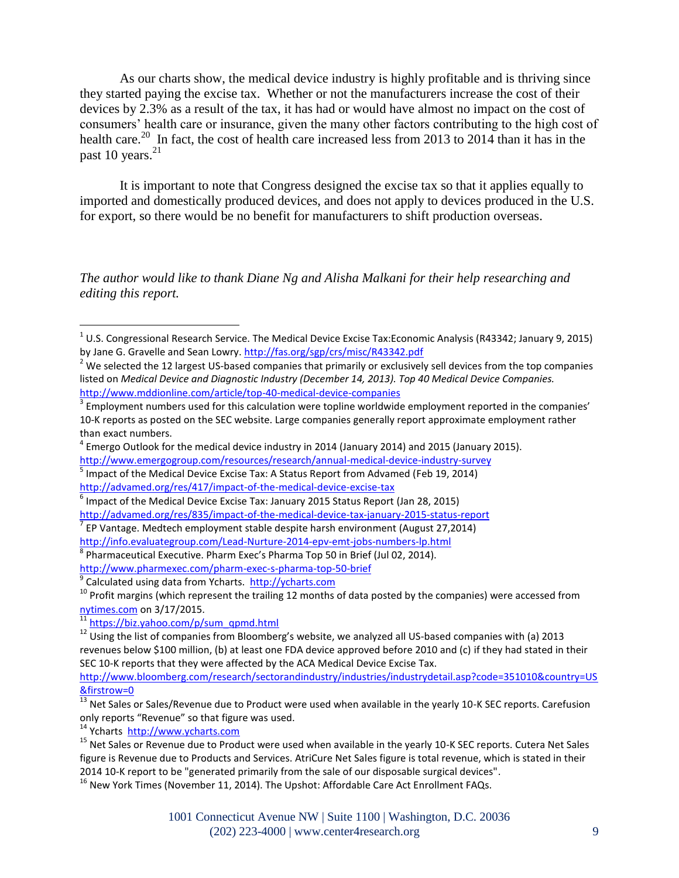As our charts show, the medical device industry is highly profitable and is thriving since they started paying the excise tax. Whether or not the manufacturers increase the cost of their devices by 2.3% as a result of the tax, it has had or would have almost no impact on the cost of consumers' health care or insurance, given the many other factors contributing to the high cost of health care.[20] In fact, the cost of health care increased less from 2013 to 2014 than it has in the past 10 years.[21]

It is important to note that Congress designed the excise tax so that it applies equally to imported and domestically produced devices, and does not apply to devices produced in the U.S. for export, so there would be no benefit for manufacturers to shift production overseas.

*The author would like to thank Diane Ng and Alisha Malkani for their help researching and editing this report.*

---

[1] U.S. Congressional Research Service. The Medical Device Excise Tax:Economic Analysis (R43342; January 9, 2015) by Jane G. Gravelle and Sean Lowry. http://fas.org/sgp/crs/misc/R43342.pdf

[2] We selected the 12 largest US-based companies that primarily or exclusively sell devices from the top companies listed on *Medical Device and Diagnostic Industry (December 14, 2013). Top 40 Medical Device Companies.* http://www.mddionline.com/article/top-40-medical-device-companies

[3] Employment numbers used for this calculation were topline worldwide employment reported in the companies' 10-K reports as posted on the SEC website. Large companies generally report approximate employment rather than exact numbers.

[4] Emergo Outlook for the medical device industry in 2014 (January 2014) and 2015 (January 2015). http://www.emergogroup.com/resources/research/annual-medical-device-industry-survey

[5] Impact of the Medical Device Excise Tax: A Status Report from Advamed (Feb 19, 2014) http://advamed.org/res/417/impact-of-the-medical-device-excise-tax

[6] Impact of the Medical Device Excise Tax: January 2015 Status Report (Jan 28, 2015) http://advamed.org/res/835/impact-of-the-medical-device-tax-january-2015-status-report

[7] EP Vantage. Medtech employment stable despite harsh environment (August 27,2014) http://info.evaluategroup.com/Lead-Nurture-2014-epv-emt-jobs-numbers-lp.html

[8] Pharmaceutical Executive. Pharm Exec's Pharma Top 50 in Brief (Jul 02, 2014). http://www.pharmexec.com/pharm-exec-s-pharma-top-50-brief

[9] Calculated using data from Ycharts. http://ycharts.com

[10] Profit margins (which represent the trailing 12 months of data posted by the companies) were accessed from nytimes.com on 3/17/2015.

[11] https://biz.yahoo.com/p/sum_qpmd.html

[12] Using the list of companies from Bloomberg's website, we analyzed all US-based companies with (a) 2013 revenues below $100 million, (b) at least one FDA device approved before 2010 and (c) if they had stated in their SEC 10-K reports that they were affected by the ACA Medical Device Excise Tax. http://www.bloomberg.com/research/sectorandindustry/industries/industrydetail.asp?code=351010&country=US&firstrow=0

[13] Net Sales or Sales/Revenue due to Product were used when available in the yearly 10-K SEC reports. Carefusion only reports "Revenue" so that figure was used.

[14] Ycharts http://www.ycharts.com

[15] Net Sales or Revenue due to Product were used when available in the yearly 10-K SEC reports. Cutera Net Sales figure is Revenue due to Products and Services. AtriCure Net Sales figure is total revenue, which is stated in their 2014 10-K report to be "generated primarily from the sale of our disposable surgical devices".

[16] New York Times (November 11, 2014). The Upshot: Affordable Care Act Enrollment FAQs.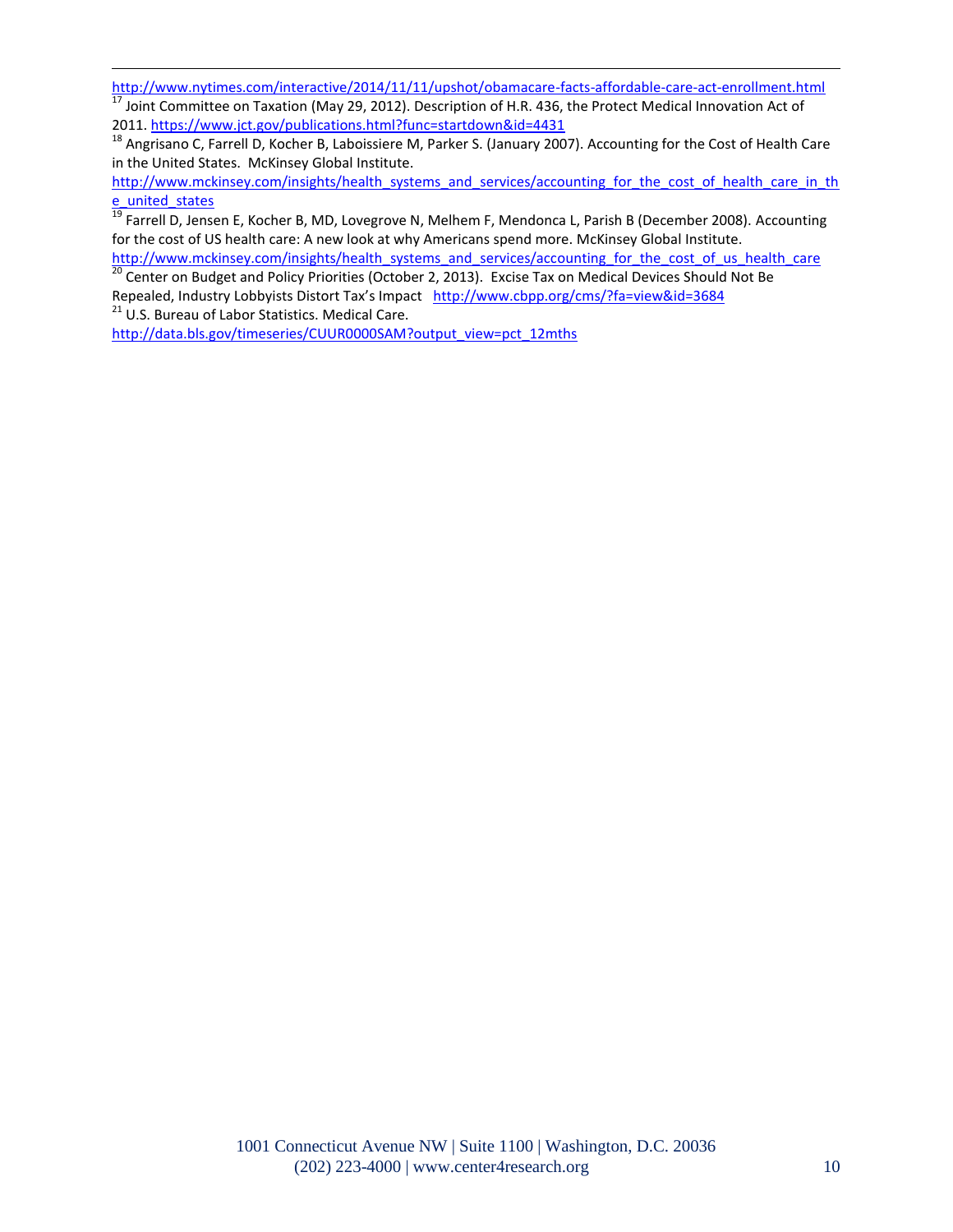http://www.nytimes.com/interactive/2014/11/11/upshot/obamacare-facts-affordable-care-act-enrollment.html

[17] Joint Committee on Taxation (May 29, 2012). Description of H.R. 436, the Protect Medical Innovation Act of 2011. https://www.jct.gov/publications.html?func=startdown&id=4431

[18] Angrisano C, Farrell D, Kocher B, Laboissiere M, Parker S. (January 2007). Accounting for the Cost of Health Care in the United States. McKinsey Global Institute. http://www.mckinsey.com/insights/health_systems_and_services/accounting_for_the_cost_of_health_care_in_the_united_states

[19] Farrell D, Jensen E, Kocher B, MD, Lovegrove N, Melhem F, Mendonca L, Parish B (December 2008). Accounting for the cost of US health care: A new look at why Americans spend more. McKinsey Global Institute. http://www.mckinsey.com/insights/health_systems_and_services/accounting_for_the_cost_of_us_health_care

[20] Center on Budget and Policy Priorities (October 2, 2013). Excise Tax on Medical Devices Should Not Be Repealed, Industry Lobbyists Distort Tax's Impact http://www.cbpp.org/cms/?fa=view&id=3684

[21] U.S. Bureau of Labor Statistics. Medical Care. http://data.bls.gov/timeseries/CUUR0000SAM?output_view=pct_12mths